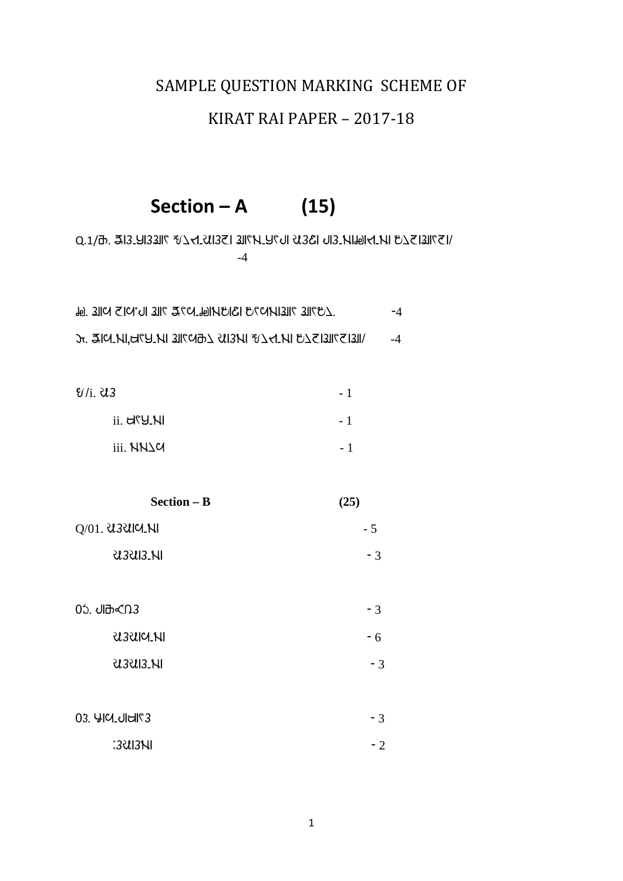# SAMPLE QUESTION MARKING SCHEME OF

# KIRAT RAI PAPER – 2017-18

## Section – A (15)

Q.1/ക. ᏕᏓᏃ_ᏑᏓᏃᏕᏑ ᏑᐃᏓ_ᏒᏓᏃᏆᏓ ᏕᏑᏁ_ᏑᏑᏓ ᏒᏃᏑᏓ ᏓᏃ_ᏁᏓᏗᏓ_ᏁᏓ ᏑᐃᏆᏓᏕᏑᏆᏓ/ -4

ᏗᏫ. ᏕᏓᏗ ᏆᏓᏗᏓ ᏕᏑ ᏕᏑᏗ_ᏗᏓᏁᏑᏓᏑ ᏑᏑᏗᏁᏓᏕᏑ ᏕᏑᏑᐃ. -4

ᏑᏐ. ᏕᏓᏗ_ᏁᏓ,ᏗᏑᏑ_ᏁᏓ ᏕᏑᏗᏓᐃ ᏒᏓᏃᏁᏓ ᏑᐃᏗ_ᏁᏓ ᏑᐃᏆᏓᏕᏑᏆᏓᏕᏓ/ -4

ᏑᏓ/i. ᏒᏃ - 1

ii. ᏗᏑᏑ_ᏁᏓ - 1

iii. ᏁᏁᐃᏗ - 1

## Section – B (25)

Q/01. ᏒᏃᏒᏓᏗ_ᏁᏓ - 5

ᏒᏃᏒᏓᏃ_ᏁᏓ - 3

0Ꮜ. ᏓᏓᏣᏗᏃ - 3

ᏒᏃᏒᏓᏗ_ᏁᏓ - 6

ᏒᏃᏒᏓᏃ_ᏁᏓ - 3

0Ꮓ. ᏑᏓᏗ_ᏓᏓᏑᏃ - 3

ᏃᏒᏓᏃᏁᏓ - 2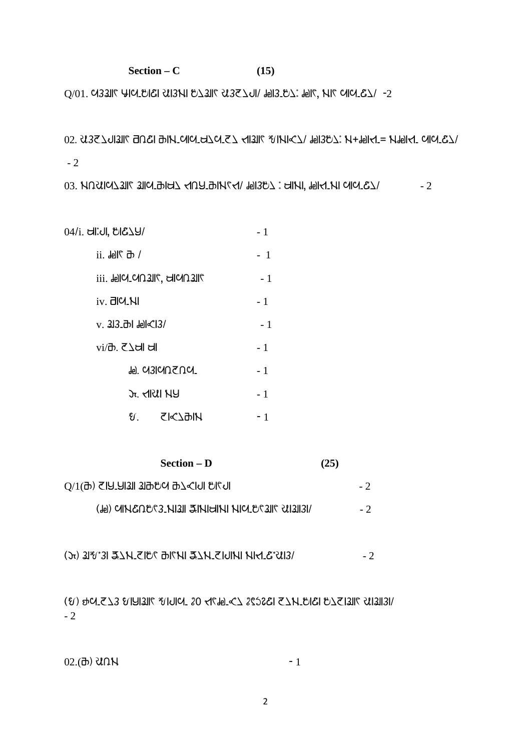## Section – C (15)

Q/01. ᱶᱳᱳᱟᱹᱨ ᱯᱟᱶ-ᱴᱟᱫᱟ ᱪᱟᱳᱥᱟ ᱴᱚᱟᱹᱨ ᱪᱳᱮᱚᱞᱟ/ ᱞᱟᱳ-ᱴᱚ: ᱞᱟᱨ, ᱥᱟᱨ ᱶᱟᱶ-ᱮᱚ/ -2

02. ᱪᱳᱮᱚᱞᱟᱹᱨ ᱛᱩᱫᱟ ᱠᱟᱥ-ᱶᱟᱶ-ᱷᱚᱶ-ᱮᱚ ᱨᱟᱹᱨ ᱜᱟᱥᱟᱫᱚ/ ᱞᱟᱳᱴᱚ: ᱥ+ᱞᱟᱨ-= ᱥᱞᱟᱨ- ᱶᱟᱶ-ᱮᱚ/

- 2

03. ᱥᱩᱪᱟᱶᱚᱹᱨ ᱟᱶ-ᱠᱟᱷᱚ ᱨᱩᱭ-ᱠᱟᱥᱨ/ ᱞᱟᱳᱴᱚ : ᱷᱟᱥᱟ, ᱞᱟᱨ-ᱥᱟ ᱶᱟᱶ-ᱮᱚ/ - 2

04/i. ᱷᱟ:ᱞᱟ, ᱴᱟᱮᱚᱭ/ - 1

ii. ᱞᱟᱨ ᱠ / - 1

iii. ᱞᱟᱶ-ᱶᱩᱟᱹᱨ, ᱷᱟᱶᱩᱟᱹᱨ - 1

iv. ᱛᱟᱶ-ᱥᱟ - 1

v. ᱟᱳ-ᱠᱟ ᱞᱟᱫᱟᱳ/ - 1

vi/ᱠ. ᱮᱚᱷᱟ ᱷᱟ - 1

ᱞ. ᱶᱳᱟᱶᱩᱮᱩᱶ- - 1

ᱡ. ᱨᱟᱪᱟ ᱥᱭ - 1

ᱜ. ᱮᱟᱫᱚᱠᱟᱥ - 1

## Section – D (25)

Q/1(ᱠ) ᱮᱟᱭ-ᱭᱟᱟ ᱟᱠᱴᱶ ᱠᱚᱫᱟᱞᱟ ᱴᱟᱨᱟ - 2

(ᱞ) ᱶᱟᱥᱮᱩᱴᱨᱳ-ᱥᱟᱟ ᱡᱟᱥᱟᱷᱟᱥᱟ ᱥᱟᱶ-ᱴᱨᱟᱹᱨ ᱪᱟᱟᱳᱟ/ - 2

(ᱡ) ᱟᱹᱜᱳ ᱡᱚᱥ-ᱮᱟᱴᱨ ᱠᱟᱨᱥᱟ ᱡᱚᱥ-ᱮᱟᱞᱟᱥᱟ ᱥᱟᱨ-ᱮᱹᱪᱟᱳ/ - 2

(ᱜ) ᱷᱶ-ᱮᱚᱳ ᱜᱟᱭᱟᱹᱨ ᱜᱟᱞᱟᱶ- ᱒0 ᱨᱨᱞ-ᱫᱚ ᱒᱙᱕᱒ᱮᱟ ᱮᱚᱥ-ᱴᱟᱫᱟ ᱴᱚᱮᱟᱹᱨ ᱪᱟᱟᱳᱟ/

- 2

02.(ᱠ) ᱪᱩᱥ - 1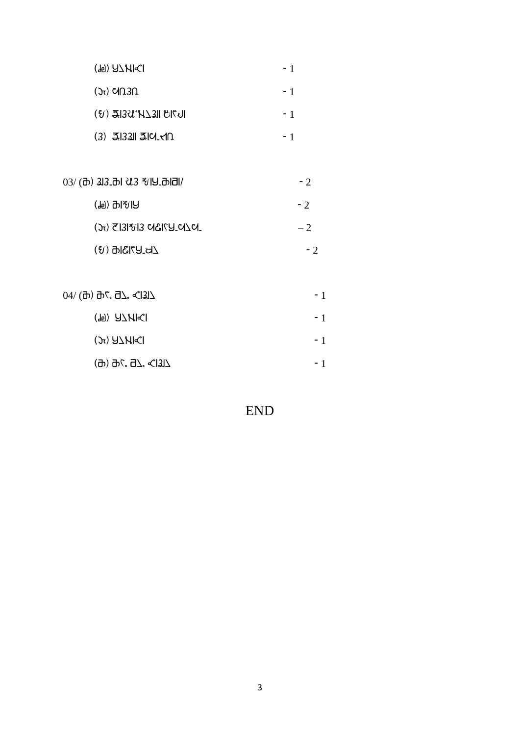(ᱟ) ᱦᱮᱱᱟᱞᱟ - 1

(ᱤ) ᱣᱱᱤᱱ - 1

(ᱩ) ᱡᱟᱤᱨᱸᱥᱮᱤᱟ ᱫᱟᱷᱡᱟ - 1

(ᱮ) ᱡᱟᱤᱤᱟ ᱡᱟᱣᱼᱥᱱ - 1

03/ (ᱚ) ᱤᱤᱼᱚᱟ ᱨᱤ ᱥᱟᱦᱼᱚᱟᱛᱟ/ - 2

(ᱟ) ᱚᱟᱥᱟᱦ - 2

(ᱤ) ᱪᱟᱤᱟᱥᱟᱤ ᱣᱫᱟᱷᱦᱼᱣᱮᱣᱼ – 2

(ᱩ) ᱚᱟᱫᱟᱷᱦᱼᱛᱮ - 2

04/ (ᱚ) ᱚᱷ. ᱛᱮ. ᱞᱤᱤᱮ - 1

(ᱟ) ᱦᱮᱱᱟᱞᱟ - 1

(ᱤ) ᱦᱮᱱᱟᱞᱟ - 1

(ᱚ) ᱚᱷ. ᱛᱮ. ᱞᱤᱤᱮ - 1

END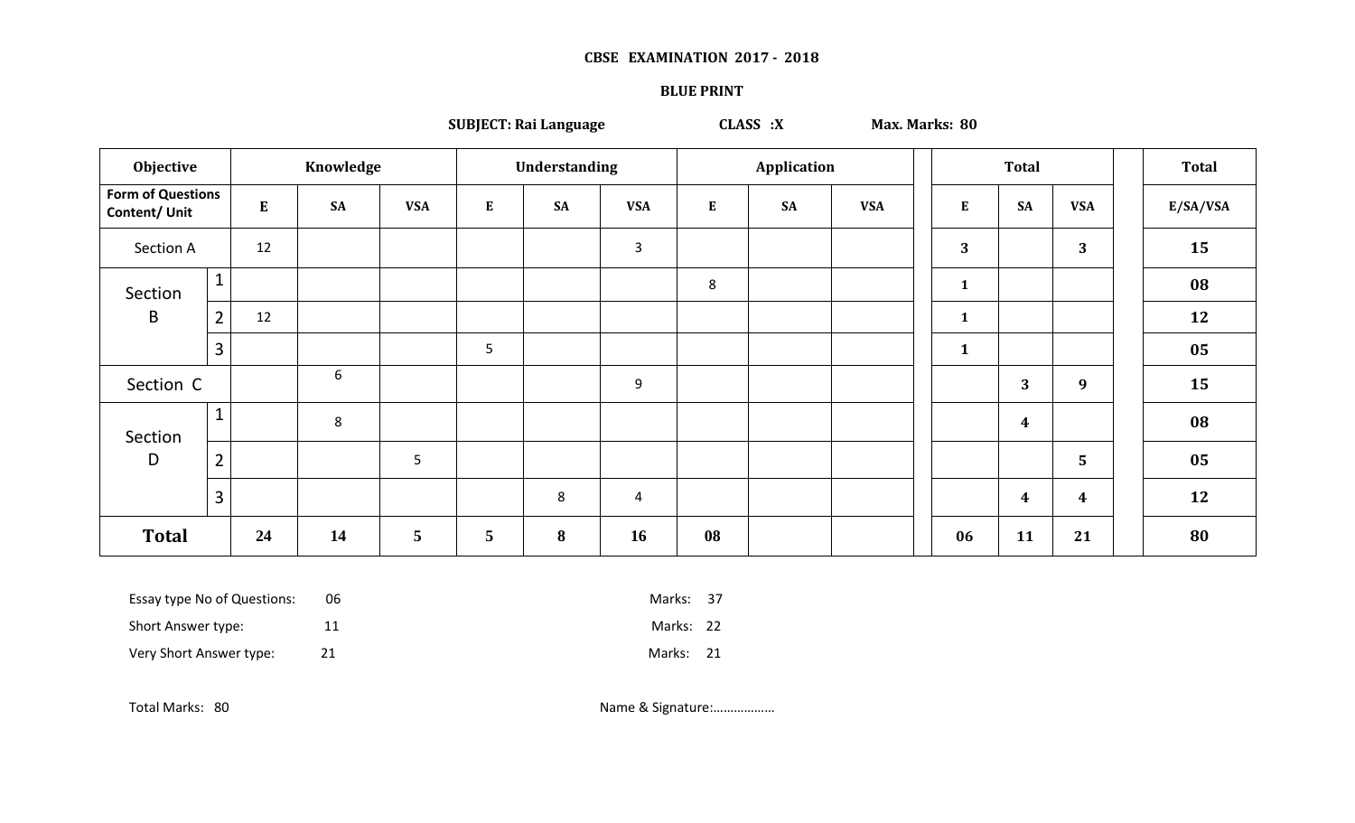**CBSE EXAMINATION 2017 - 2018**

**BLUE PRINT**

**SUBJECT: Rai Language** **CLASS :X** **Max. Marks: 80**

| Objective | | Knowledge | | | Understanding | | | Application | | | | Total | | | | Total |
|---|---|---|---|---|---|---|---|---|---|---|---|---|---|---|---|---|
| Form of Questions Content/ Unit | | E | SA | VSA | E | SA | VSA | E | SA | VSA | | E | SA | VSA | | E/SA/VSA |
| Section A | | 12 | | | | | 3 | | | | | 3 | | 3 | | 15 |
| Section B | 1 | | | | | | | 8 | | | | 1 | | | | 08 |
| | 2 | 12 | | | | | | | | | | 1 | | | | 12 |
| | 3 | | | | 5 | | | | | | | 1 | | | | 05 |
| Section C | | | 6 | | | | 9 | | | | | | 3 | 9 | | 15 |
| Section D | 1 | | 8 | | | | | | | | | | 4 | | | 08 |
| | 2 | | | 5 | | | | | | | | | | 5 | | 05 |
| | 3 | | | | | 8 | 4 | | | | | | 4 | 4 | | 12 |
| **Total** | | **24** | **14** | **5** | **5** | **8** | **16** | **08** | | | | **06** | **11** | **21** | | **80** |

Essay type No of Questions: 06 Marks: 37

Short Answer type: 11 Marks: 22

Very Short Answer type: 21 Marks: 21

Total Marks: 80

Name & Signature:………………